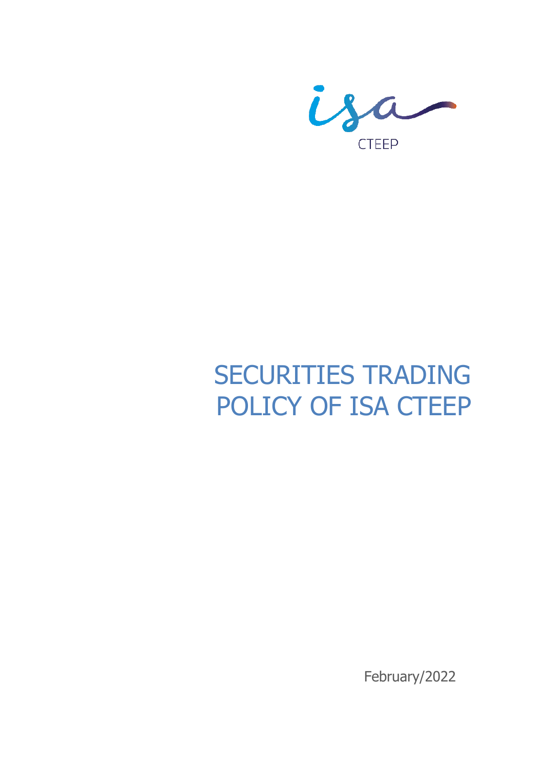isa

CTEEP

# SECURITIES TRADING POLICY OF ISA CTEEP

February/2022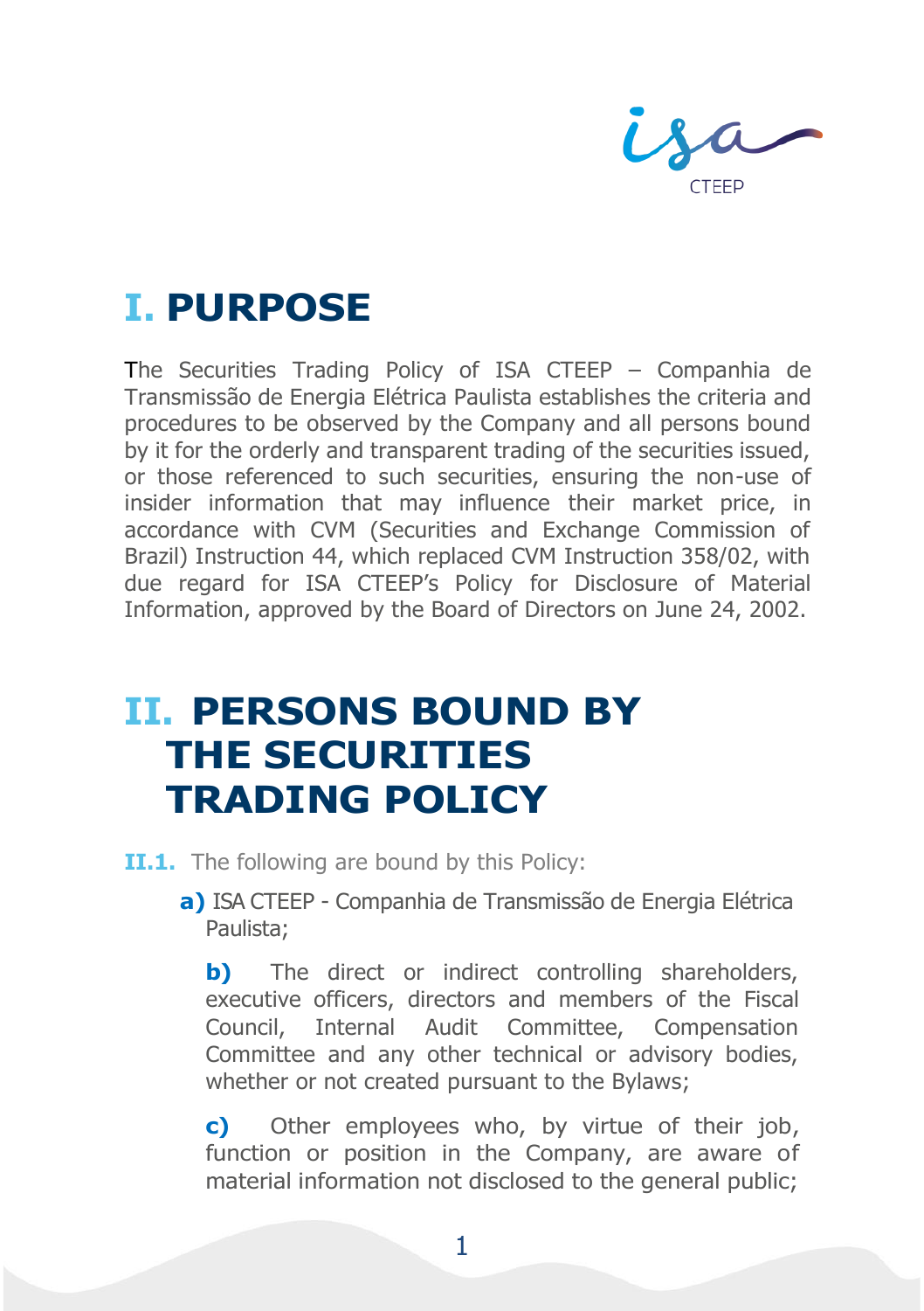# I. PURPOSE

The Securities Trading Policy of ISA CTEEP – Companhia de Transmissão de Energia Elétrica Paulista establishes the criteria and procedures to be observed by the Company and all persons bound by it for the orderly and transparent trading of the securities issued, or those referenced to such securities, ensuring the non-use of insider information that may influence their market price, in accordance with CVM (Securities and Exchange Commission of Brazil) Instruction 44, which replaced CVM Instruction 358/02, with due regard for ISA CTEEP's Policy for Disclosure of Material Information, approved by the Board of Directors on June 24, 2002.

# II. PERSONS BOUND BY THE SECURITIES TRADING POLICY

**II.1.** The following are bound by this Policy:

**a)** ISA CTEEP - Companhia de Transmissão de Energia Elétrica Paulista;

**b)** The direct or indirect controlling shareholders, executive officers, directors and members of the Fiscal Council, Internal Audit Committee, Compensation Committee and any other technical or advisory bodies, whether or not created pursuant to the Bylaws;

**c)** Other employees who, by virtue of their job, function or position in the Company, are aware of material information not disclosed to the general public;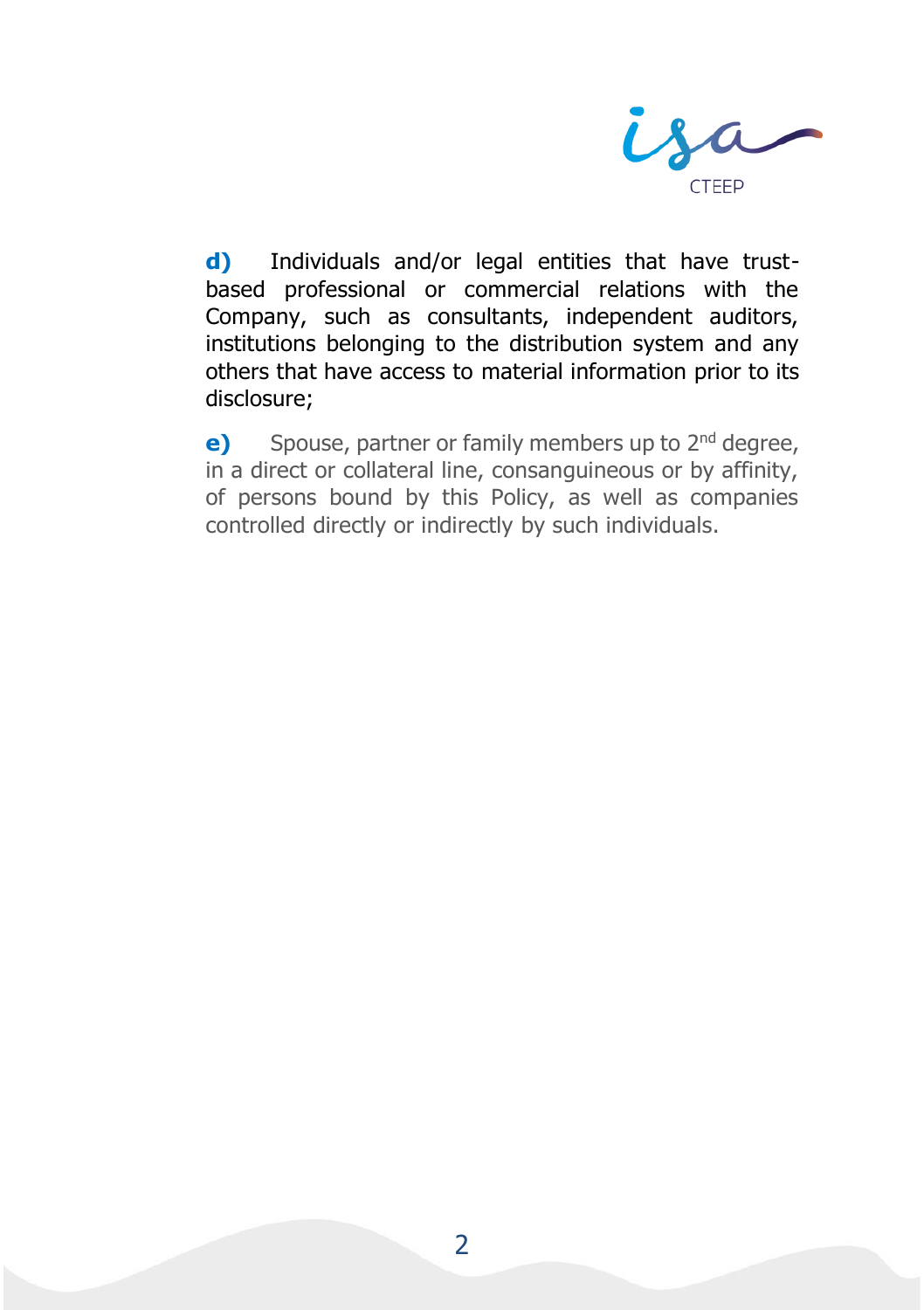**d)** Individuals and/or legal entities that have trust-based professional or commercial relations with the Company, such as consultants, independent auditors, institutions belonging to the distribution system and any others that have access to material information prior to its disclosure;

**e)** Spouse, partner or family members up to 2nd degree, in a direct or collateral line, consanguineous or by affinity, of persons bound by this Policy, as well as companies controlled directly or indirectly by such individuals.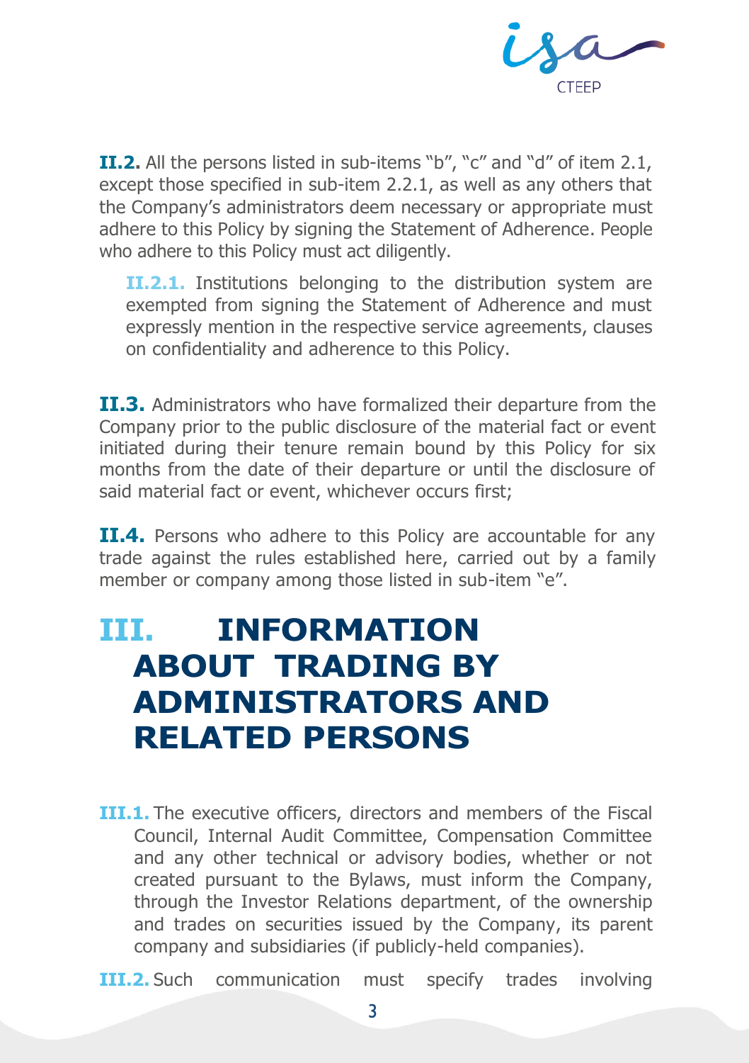**II.2.** All the persons listed in sub-items "b", "c" and "d" of item 2.1, except those specified in sub-item 2.2.1, as well as any others that the Company's administrators deem necessary or appropriate must adhere to this Policy by signing the Statement of Adherence. People who adhere to this Policy must act diligently.

**II.2.1.** Institutions belonging to the distribution system are exempted from signing the Statement of Adherence and must expressly mention in the respective service agreements, clauses on confidentiality and adherence to this Policy.

**II.3.** Administrators who have formalized their departure from the Company prior to the public disclosure of the material fact or event initiated during their tenure remain bound by this Policy for six months from the date of their departure or until the disclosure of said material fact or event, whichever occurs first;

**II.4.** Persons who adhere to this Policy are accountable for any trade against the rules established here, carried out by a family member or company among those listed in sub-item "e".

# III. INFORMATION ABOUT TRADING BY ADMINISTRATORS AND RELATED PERSONS

**III.1.** The executive officers, directors and members of the Fiscal Council, Internal Audit Committee, Compensation Committee and any other technical or advisory bodies, whether or not created pursuant to the Bylaws, must inform the Company, through the Investor Relations department, of the ownership and trades on securities issued by the Company, its parent company and subsidiaries (if publicly-held companies).

**III.2.** Such communication must specify trades involving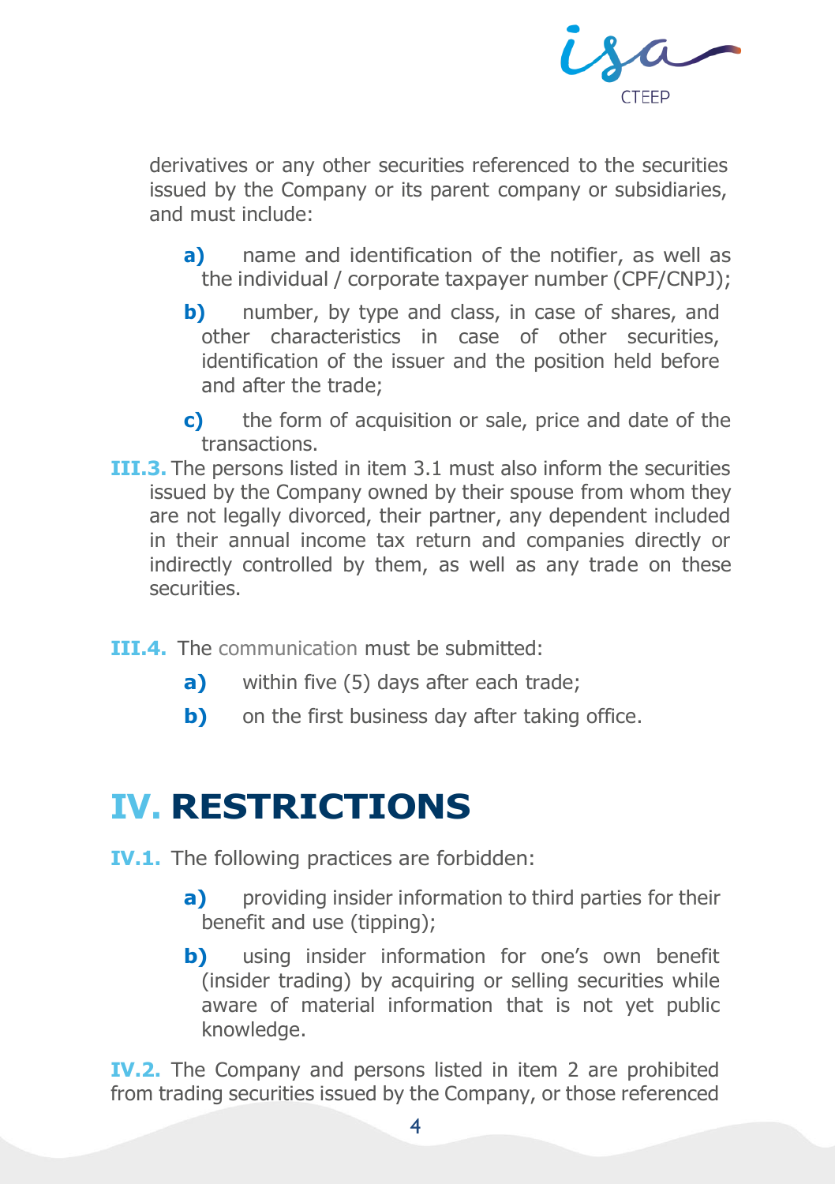derivatives or any other securities referenced to the securities issued by the Company or its parent company or subsidiaries, and must include:

- **a)** name and identification of the notifier, as well as the individual / corporate taxpayer number (CPF/CNPJ);
- **b)** number, by type and class, in case of shares, and other characteristics in case of other securities, identification of the issuer and the position held before and after the trade;
- **c)** the form of acquisition or sale, price and date of the transactions.

**III.3.** The persons listed in item 3.1 must also inform the securities issued by the Company owned by their spouse from whom they are not legally divorced, their partner, any dependent included in their annual income tax return and companies directly or indirectly controlled by them, as well as any trade on these securities.

**III.4.** The communication must be submitted:

- **a)** within five (5) days after each trade;
- **b)** on the first business day after taking office.

# IV. RESTRICTIONS

**IV.1.** The following practices are forbidden:

- **a)** providing insider information to third parties for their benefit and use (tipping);
- **b)** using insider information for one's own benefit (insider trading) by acquiring or selling securities while aware of material information that is not yet public knowledge.

**IV.2.** The Company and persons listed in item 2 are prohibited from trading securities issued by the Company, or those referenced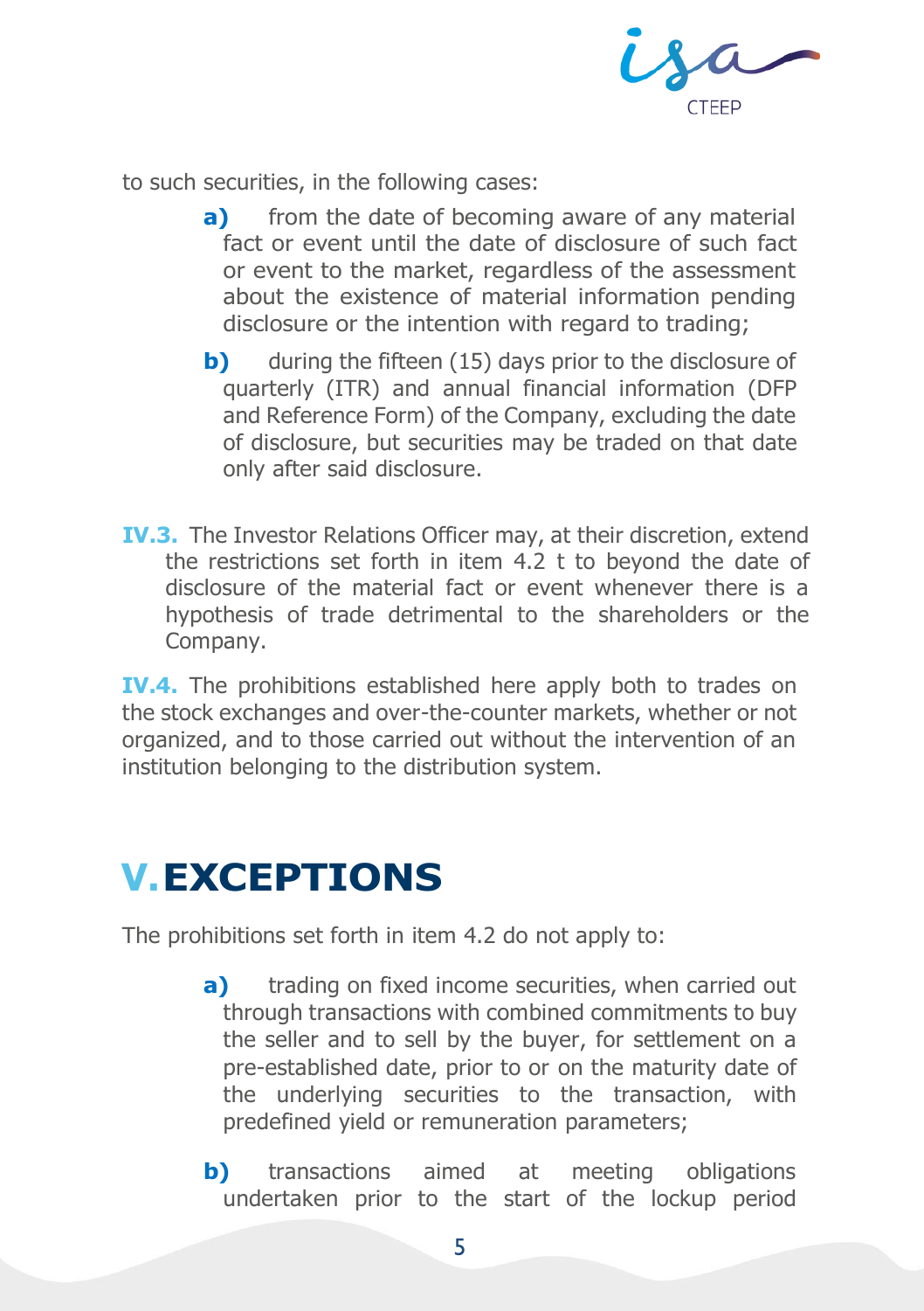to such securities, in the following cases:

- **a)** from the date of becoming aware of any material fact or event until the date of disclosure of such fact or event to the market, regardless of the assessment about the existence of material information pending disclosure or the intention with regard to trading;
- **b)** during the fifteen (15) days prior to the disclosure of quarterly (ITR) and annual financial information (DFP and Reference Form) of the Company, excluding the date of disclosure, but securities may be traded on that date only after said disclosure.

**IV.3.** The Investor Relations Officer may, at their discretion, extend the restrictions set forth in item 4.2 t to beyond the date of disclosure of the material fact or event whenever there is a hypothesis of trade detrimental to the shareholders or the Company.

**IV.4.** The prohibitions established here apply both to trades on the stock exchanges and over-the-counter markets, whether or not organized, and to those carried out without the intervention of an institution belonging to the distribution system.

# V. EXCEPTIONS

The prohibitions set forth in item 4.2 do not apply to:

- **a)** trading on fixed income securities, when carried out through transactions with combined commitments to buy the seller and to sell by the buyer, for settlement on a pre-established date, prior to or on the maturity date of the underlying securities to the transaction, with predefined yield or remuneration parameters;
- **b)** transactions aimed at meeting obligations undertaken prior to the start of the lockup period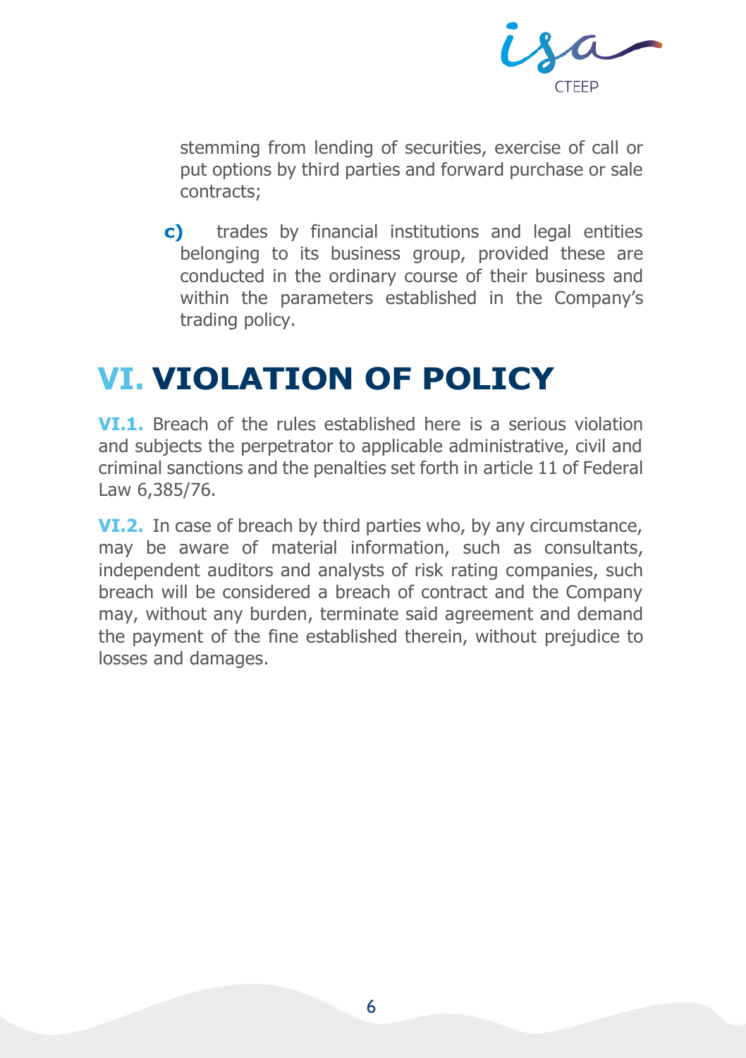stemming from lending of securities, exercise of call or put options by third parties and forward purchase or sale contracts;

**c)** trades by financial institutions and legal entities belonging to its business group, provided these are conducted in the ordinary course of their business and within the parameters established in the Company's trading policy.

# VI. VIOLATION OF POLICY

**VI.1.** Breach of the rules established here is a serious violation and subjects the perpetrator to applicable administrative, civil and criminal sanctions and the penalties set forth in article 11 of Federal Law 6,385/76.

**VI.2.** In case of breach by third parties who, by any circumstance, may be aware of material information, such as consultants, independent auditors and analysts of risk rating companies, such breach will be considered a breach of contract and the Company may, without any burden, terminate said agreement and demand the payment of the fine established therein, without prejudice to losses and damages.